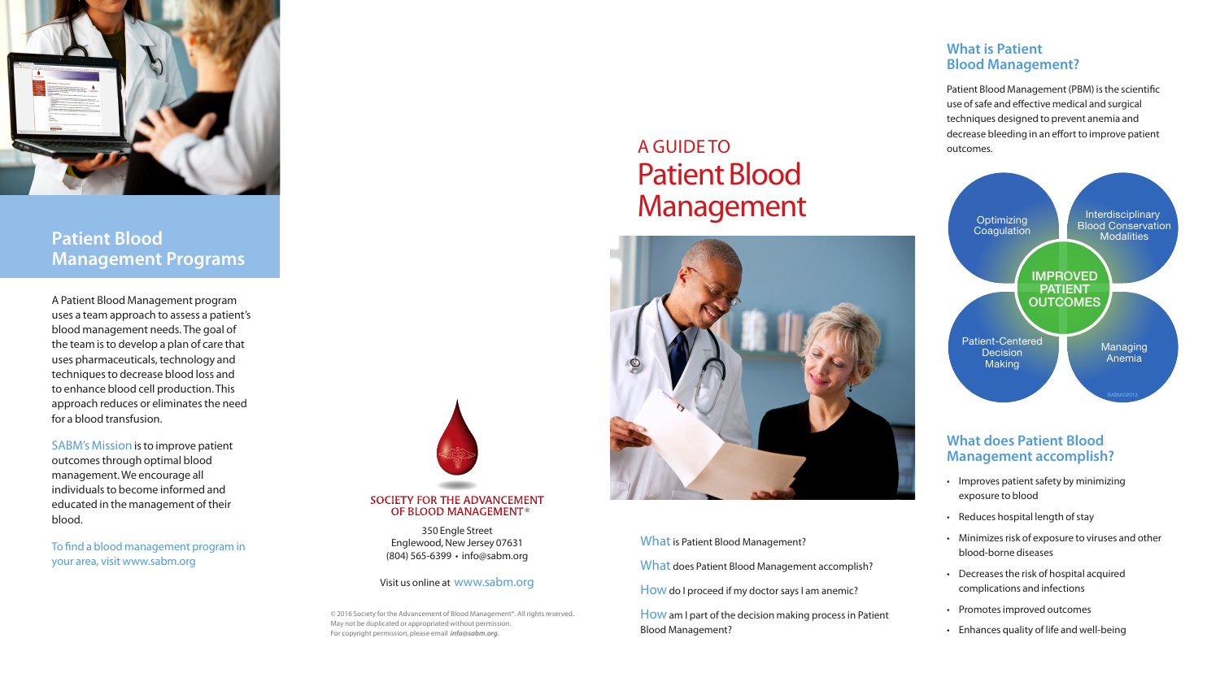## Patient Blood Management Programs

A Patient Blood Management program uses a team approach to assess a patient's blood management needs. The goal of the team is to develop a plan of care that uses pharmaceuticals, technology and techniques to decrease blood loss and to enhance blood cell production. This approach reduces or eliminates the need for a blood transfusion.

SABM's Mission is to improve patient outcomes through optimal blood management. We encourage all individuals to become informed and educated in the management of their blood.

To find a blood management program in your area, visit www.sabm.org

SOCIETY FOR THE ADVANCEMENT OF BLOOD MANAGEMENT®

350 Engle Street
Englewood, New Jersey 07631
(804) 565-6399 • info@sabm.org

Visit us online at www.sabm.org

© 2016 Society for the Advancement of Blood Management®. All rights reserved. May not be duplicated or appropriated without permission. For copyright permission, please email *info@sabm.org*.

# A GUIDE TO Patient Blood Management

What is Patient Blood Management?

What does Patient Blood Management accomplish?

How do I proceed if my doctor says I am anemic?

How am I part of the decision making process in Patient Blood Management?

## What is Patient Blood Management?

Patient Blood Management (PBM) is the scientific use of safe and effective medical and surgical techniques designed to prevent anemia and decrease bleeding in an effort to improve patient outcomes.

- Optimizing Coagulation
- Interdisciplinary Blood Conservation Modalities
- Patient-Centered Decision Making
- Managing Anemia

IMPROVED PATIENT OUTCOMES

SABM©2013

## What does Patient Blood Management accomplish?

- Improves patient safety by minimizing exposure to blood
- Reduces hospital length of stay
- Minimizes risk of exposure to viruses and other blood-borne diseases
- Decreases the risk of hospital acquired complications and infections
- Promotes improved outcomes
- Enhances quality of life and well-being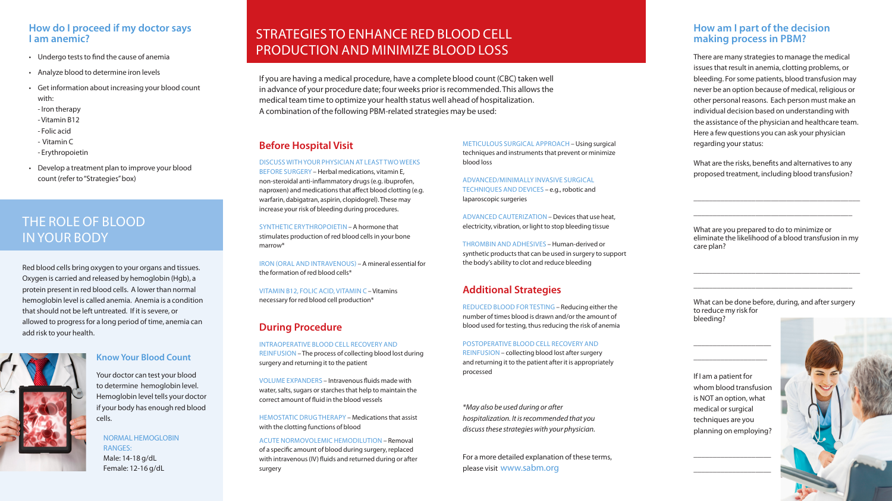## How do I proceed if my doctor says I am anemic?

- Undergo tests to find the cause of anemia
- Analyze blood to determine iron levels
- Get information about increasing your blood count with:
  - Iron therapy
  - Vitamin B12
  - Folic acid
  - Vitamin C
  - Erythropoietin
- Develop a treatment plan to improve your blood count (refer to "Strategies" box)

## THE ROLE OF BLOOD IN YOUR BODY

Red blood cells bring oxygen to your organs and tissues. Oxygen is carried and released by hemoglobin (Hgb), a protein present in red blood cells. A lower than normal hemoglobin level is called anemia. Anemia is a condition that should not be left untreated. If it is severe, or allowed to progress for a long period of time, anemia can add risk to your health.

### Know Your Blood Count

Your doctor can test your blood to determine hemoglobin level. Hemoglobin level tells your doctor if your body has enough red blood cells.

NORMAL HEMOGLOBIN RANGES:
Male: 14-18 g/dL
Female: 12-16 g/dL

## STRATEGIES TO ENHANCE RED BLOOD CELL PRODUCTION AND MINIMIZE BLOOD LOSS

If you are having a medical procedure, have a complete blood count (CBC) taken well in advance of your procedure date; four weeks prior is recommended. This allows the medical team time to optimize your health status well ahead of hospitalization. A combination of the following PBM-related strategies may be used:

### Before Hospital Visit

DISCUSS WITH YOUR PHYSICIAN AT LEAST TWO WEEKS BEFORE SURGERY – Herbal medications, vitamin E, non-steroidal anti-inflammatory drugs (e.g. ibuprofen, naproxen) and medications that affect blood clotting (e.g. warfarin, dabigatran, aspirin, clopidogrel). These may increase your risk of bleeding during procedures.

SYNTHETIC ERYTHROPOIETIN – A hormone that stimulates production of red blood cells in your bone marrow*

IRON (ORAL AND INTRAVENOUS) – A mineral essential for the formation of red blood cells*

VITAMIN B12, FOLIC ACID, VITAMIN C – Vitamins necessary for red blood cell production*

### During Procedure

INTRAOPERATIVE BLOOD CELL RECOVERY AND REINFUSION – The process of collecting blood lost during surgery and returning it to the patient

VOLUME EXPANDERS – Intravenous fluids made with water, salts, sugars or starches that help to maintain the correct amount of fluid in the blood vessels

HEMOSTATIC DRUG THERAPY – Medications that assist with the clotting functions of blood

ACUTE NORMOVOLEMIC HEMODILUTION – Removal of a specific amount of blood during surgery, replaced with intravenous (IV) fluids and returned during or after surgery

METICULOUS SURGICAL APPROACH – Using surgical techniques and instruments that prevent or minimize blood loss

ADVANCED/MINIMALLY INVASIVE SURGICAL TECHNIQUES AND DEVICES – e.g., robotic and laparoscopic surgeries

ADVANCED CAUTERIZATION – Devices that use heat, electricity, vibration, or light to stop bleeding tissue

THROMBIN AND ADHESIVES – Human-derived or synthetic products that can be used in surgery to support the body's ability to clot and reduce bleeding

### Additional Strategies

REDUCED BLOOD FOR TESTING – Reducing either the number of times blood is drawn and/or the amount of blood used for testing, thus reducing the risk of anemia

POSTOPERATIVE BLOOD CELL RECOVERY AND REINFUSION – collecting blood lost after surgery and returning it to the patient after it is appropriately processed

*\*May also be used during or after hospitalization. It is recommended that you discuss these strategies with your physician.*

For a more detailed explanation of these terms, please visit www.sabm.org

## How am I part of the decision making process in PBM?

There are many strategies to manage the medical issues that result in anemia, clotting problems, or bleeding. For some patients, blood transfusion may never be an option because of medical, religious or other personal reasons. Each person must make an individual decision based on understanding with the assistance of the physician and healthcare team. Here a few questions you can ask your physician regarding your status:

What are the risks, benefits and alternatives to any proposed treatment, including blood transfusion?

\_\_\_\_\_\_\_\_\_\_\_\_\_\_\_\_\_\_\_\_\_\_\_\_\_\_\_\_\_\_\_\_\_\_\_\_\_\_\_\_

\_\_\_\_\_\_\_\_\_\_\_\_\_\_\_\_\_\_\_\_\_\_\_\_\_\_\_\_\_\_\_\_\_\_\_\_\_\_\_\_

What are you prepared to do to minimize or eliminate the likelihood of a blood transfusion in my care plan?

\_\_\_\_\_\_\_\_\_\_\_\_\_\_\_\_\_\_\_\_\_\_\_\_\_\_\_\_\_\_\_\_\_\_\_\_\_\_\_\_

\_\_\_\_\_\_\_\_\_\_\_\_\_\_\_\_\_\_\_\_\_\_\_\_\_\_\_\_\_\_\_\_\_\_\_\_\_\_\_\_

What can be done before, during, and after surgery to reduce my risk for bleeding?

\_\_\_\_\_\_\_\_\_\_\_\_\_\_\_\_\_\_\_\_

\_\_\_\_\_\_\_\_\_\_\_\_\_\_\_\_\_\_\_\_

If I am a patient for whom blood transfusion is NOT an option, what medical or surgical techniques are you planning on employing?

\_\_\_\_\_\_\_\_\_\_\_\_\_\_\_\_\_\_\_\_

\_\_\_\_\_\_\_\_\_\_\_\_\_\_\_\_\_\_\_\_